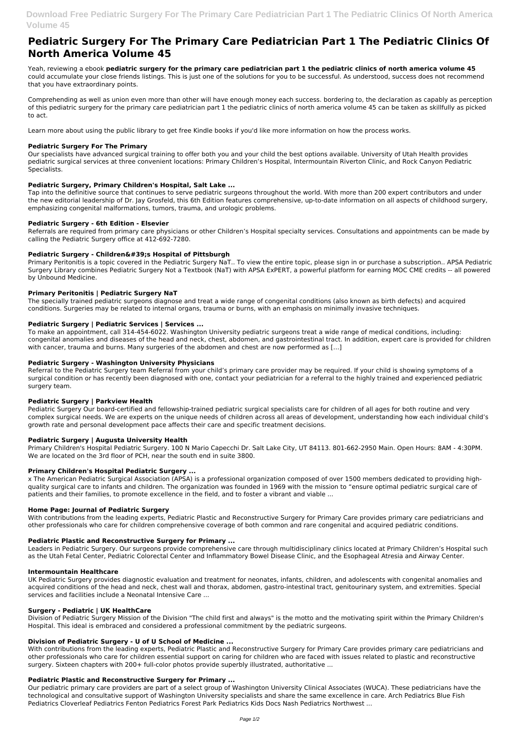# Pediatric Surgery For The Primary Care Pediatrician Part 1 The Pediatric Clinics Of North America Volume 45

Yeah, reviewing a ebook **pediatric surgery for the primary care pediatrician part 1 the pediatric clinics of north america volume 45** could accumulate your close friends listings. This is just one of the solutions for you to be successful. As understood, success does not recommend that you have extraordinary points.

Comprehending as well as union even more than other will have enough money each success. bordering to, the declaration as capably as perception of this pediatric surgery for the primary care pediatrician part 1 the pediatric clinics of north america volume 45 can be taken as skillfully as picked to act.

Learn more about using the public library to get free Kindle books if you'd like more information on how the process works.

### Pediatric Surgery For The Primary

Our specialists have advanced surgical training to offer both you and your child the best options available. University of Utah Health provides pediatric surgical services at three convenient locations: Primary Children's Hospital, Intermountain Riverton Clinic, and Rock Canyon Pediatric Specialists.

### Pediatric Surgery, Primary Children's Hospital, Salt Lake ...

Tap into the definitive source that continues to serve pediatric surgeons throughout the world. With more than 200 expert contributors and under the new editorial leadership of Dr. Jay Grosfeld, this 6th Edition features comprehensive, up-to-date information on all aspects of childhood surgery, emphasizing congenital malformations, tumors, trauma, and urologic problems.

### Pediatric Surgery - 6th Edition - Elsevier

Referrals are required from primary care physicians or other Children's Hospital specialty services. Consultations and appointments can be made by calling the Pediatric Surgery office at 412-692-7280.

### Pediatric Surgery - Children&#39;s Hospital of Pittsburgh

Primary Peritonitis is a topic covered in the Pediatric Surgery NaT.. To view the entire topic, please sign in or purchase a subscription.. APSA Pediatric Surgery Library combines Pediatric Surgery Not a Textbook (NaT) with APSA ExPERT, a powerful platform for earning MOC CME credits -- all powered by Unbound Medicine.

### Primary Peritonitis | Pediatric Surgery NaT

The specially trained pediatric surgeons diagnose and treat a wide range of congenital conditions (also known as birth defects) and acquired conditions. Surgeries may be related to internal organs, trauma or burns, with an emphasis on minimally invasive techniques.

### Pediatric Surgery | Pediatric Services | Services ...

To make an appointment, call 314-454-6022. Washington University pediatric surgeons treat a wide range of medical conditions, including: congenital anomalies and diseases of the head and neck, chest, abdomen, and gastrointestinal tract. In addition, expert care is provided for children with cancer, trauma and burns. Many surgeries of the abdomen and chest are now performed as […]

### Pediatric Surgery - Washington University Physicians

Referral to the Pediatric Surgery team Referral from your child's primary care provider may be required. If your child is showing symptoms of a surgical condition or has recently been diagnosed with one, contact your pediatrician for a referral to the highly trained and experienced pediatric surgery team.

### Pediatric Surgery | Parkview Health

Pediatric Surgery Our board-certified and fellowship-trained pediatric surgical specialists care for children of all ages for both routine and very complex surgical needs. We are experts on the unique needs of children across all areas of development, understanding how each individual child's growth rate and personal development pace affects their care and specific treatment decisions.

### Pediatric Surgery | Augusta University Health

Primary Children's Hospital Pediatric Surgery. 100 N Mario Capecchi Dr. Salt Lake City, UT 84113. 801-662-2950 Main. Open Hours: 8AM - 4:30PM. We are located on the 3rd floor of PCH, near the south end in suite 3800.

### Primary Children's Hospital Pediatric Surgery ...

x The American Pediatric Surgical Association (APSA) is a professional organization composed of over 1500 members dedicated to providing high-quality surgical care to infants and children. The organization was founded in 1969 with the mission to "ensure optimal pediatric surgical care of patients and their families, to promote excellence in the field, and to foster a vibrant and viable ...

### Home Page: Journal of Pediatric Surgery

With contributions from the leading experts, Pediatric Plastic and Reconstructive Surgery for Primary Care provides primary care pediatricians and other professionals who care for children comprehensive coverage of both common and rare congenital and acquired pediatric conditions.

### Pediatric Plastic and Reconstructive Surgery for Primary ...

Leaders in Pediatric Surgery. Our surgeons provide comprehensive care through multidisciplinary clinics located at Primary Children's Hospital such as the Utah Fetal Center, Pediatric Colorectal Center and Inflammatory Bowel Disease Clinic, and the Esophageal Atresia and Airway Center.

### Intermountain Healthcare

UK Pediatric Surgery provides diagnostic evaluation and treatment for neonates, infants, children, and adolescents with congenital anomalies and acquired conditions of the head and neck, chest wall and thorax, abdomen, gastro-intestinal tract, genitourinary system, and extremities. Special services and facilities include a Neonatal Intensive Care ...

### Surgery - Pediatric | UK HealthCare

Division of Pediatric Surgery Mission of the Division "The child first and always" is the motto and the motivating spirit within the Primary Children's Hospital. This ideal is embraced and considered a professional commitment by the pediatric surgeons.

### Division of Pediatric Surgery - U of U School of Medicine ...

With contributions from the leading experts, Pediatric Plastic and Reconstructive Surgery for Primary Care provides primary care pediatricians and other professionals who care for children essential support on caring for children who are faced with issues related to plastic and reconstructive surgery. Sixteen chapters with 200+ full-color photos provide superbly illustrated, authoritative ...

### Pediatric Plastic and Reconstructive Surgery for Primary ...

Our pediatric primary care providers are part of a select group of Washington University Clinical Associates (WUCA). These pediatricians have the technological and consultative support of Washington University specialists and share the same excellence in care. Arch Pediatrics Blue Fish Pediatrics Cloverleaf Pediatrics Fenton Pediatrics Forest Park Pediatrics Kids Docs Nash Pediatrics Northwest ...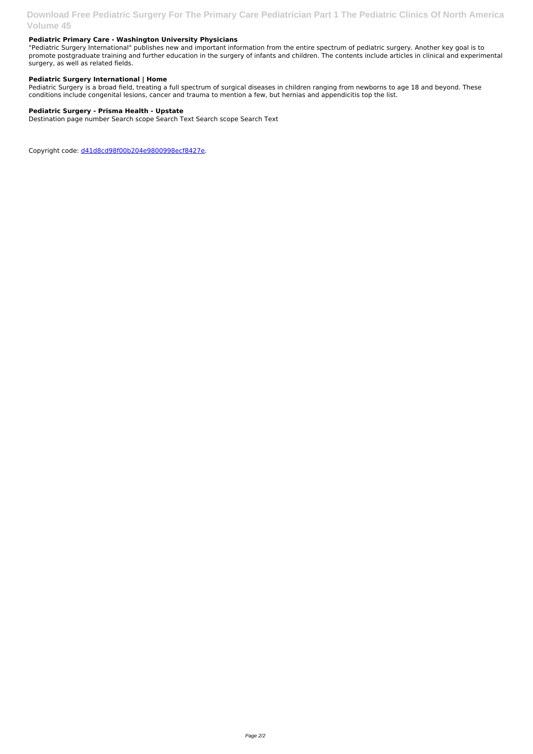### Pediatric Primary Care - Washington University Physicians

"Pediatric Surgery International" publishes new and important information from the entire spectrum of pediatric surgery. Another key goal is to promote postgraduate training and further education in the surgery of infants and children. The contents include articles in clinical and experimental surgery, as well as related fields.

### Pediatric Surgery International | Home

Pediatric Surgery is a broad field, treating a full spectrum of surgical diseases in children ranging from newborns to age 18 and beyond. These conditions include congenital lesions, cancer and trauma to mention a few, but hernias and appendicitis top the list.

### Pediatric Surgery - Prisma Health - Upstate

Destination page number Search scope Search Text Search scope Search Text

Copyright code: d41d8cd98f00b204e9800998ecf8427e.